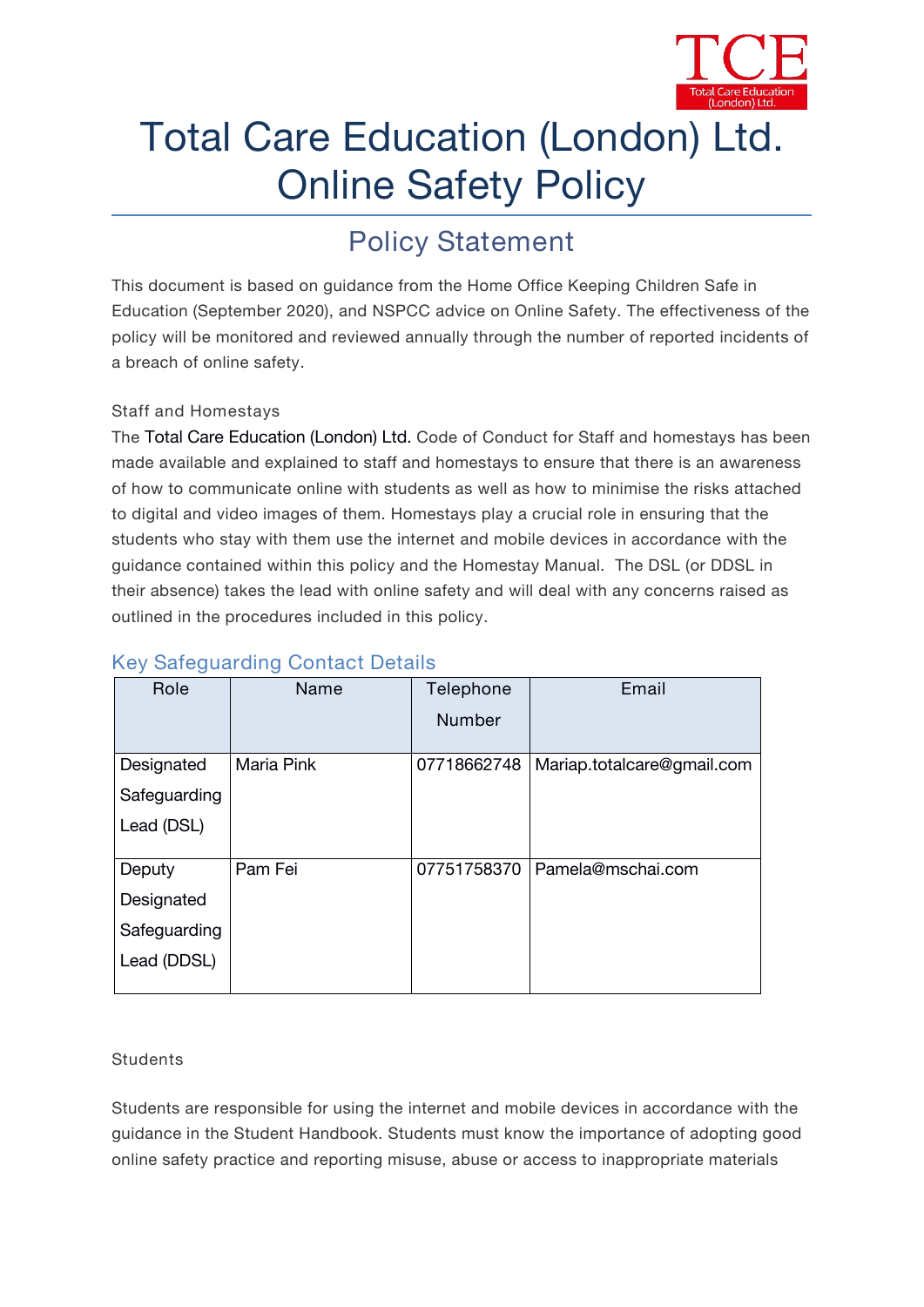# Total Care Education (London) Ltd. Online Safety Policy

## Policy Statement

This document is based on guidance from the Home Office Keeping Children Safe in Education (September 2020), and NSPCC advice on Online Safety. The effectiveness of the policy will be monitored and reviewed annually through the number of reported incidents of a breach of online safety.

### Staff and Homestays

The Total Care Education (London) Ltd. Code of Conduct for Staff and homestays has been made available and explained to staff and homestays to ensure that there is an awareness of how to communicate online with students as well as how to minimise the risks attached to digital and video images of them. Homestays play a crucial role in ensuring that the students who stay with them use the internet and mobile devices in accordance with the guidance contained within this policy and the Homestay Manual. The DSL (or DDSL in their absence) takes the lead with online safety and will deal with any concerns raised as outlined in the procedures included in this policy.

### Key Safeguarding Contact Details

| Role | Name | Telephone Number | Email |
| --- | --- | --- | --- |
| Designated Safeguarding Lead (DSL) | Maria Pink | 07718662748 | Mariap.totalcare@gmail.com |
| Deputy Designated Safeguarding Lead (DDSL) | Pam Fei | 07751758370 | Pamela@mschai.com |

### Students

Students are responsible for using the internet and mobile devices in accordance with the guidance in the Student Handbook. Students must know the importance of adopting good online safety practice and reporting misuse, abuse or access to inappropriate materials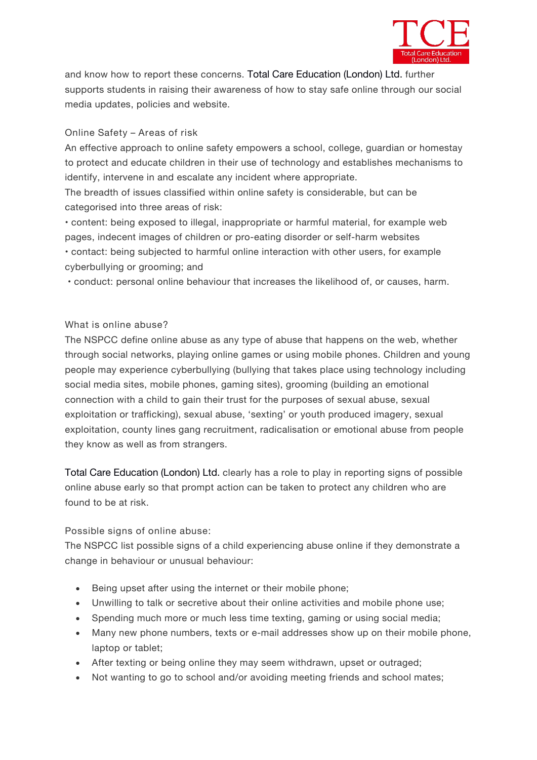and know how to report these concerns. Total Care Education (London) Ltd. further supports students in raising their awareness of how to stay safe online through our social media updates, policies and website.

### Online Safety – Areas of risk

An effective approach to online safety empowers a school, college, guardian or homestay to protect and educate children in their use of technology and establishes mechanisms to identify, intervene in and escalate any incident where appropriate.

The breadth of issues classified within online safety is considerable, but can be categorised into three areas of risk:

- content: being exposed to illegal, inappropriate or harmful material, for example web pages, indecent images of children or pro-eating disorder or self-harm websites
- contact: being subjected to harmful online interaction with other users, for example cyberbullying or grooming; and
- conduct: personal online behaviour that increases the likelihood of, or causes, harm.

### What is online abuse?

The NSPCC define online abuse as any type of abuse that happens on the web, whether through social networks, playing online games or using mobile phones. Children and young people may experience cyberbullying (bullying that takes place using technology including social media sites, mobile phones, gaming sites), grooming (building an emotional connection with a child to gain their trust for the purposes of sexual abuse, sexual exploitation or trafficking), sexual abuse, 'sexting' or youth produced imagery, sexual exploitation, county lines gang recruitment, radicalisation or emotional abuse from people they know as well as from strangers.

Total Care Education (London) Ltd. clearly has a role to play in reporting signs of possible online abuse early so that prompt action can be taken to protect any children who are found to be at risk.

### Possible signs of online abuse:

The NSPCC list possible signs of a child experiencing abuse online if they demonstrate a change in behaviour or unusual behaviour:

- Being upset after using the internet or their mobile phone;
- Unwilling to talk or secretive about their online activities and mobile phone use;
- Spending much more or much less time texting, gaming or using social media;
- Many new phone numbers, texts or e-mail addresses show up on their mobile phone, laptop or tablet;
- After texting or being online they may seem withdrawn, upset or outraged;
- Not wanting to go to school and/or avoiding meeting friends and school mates;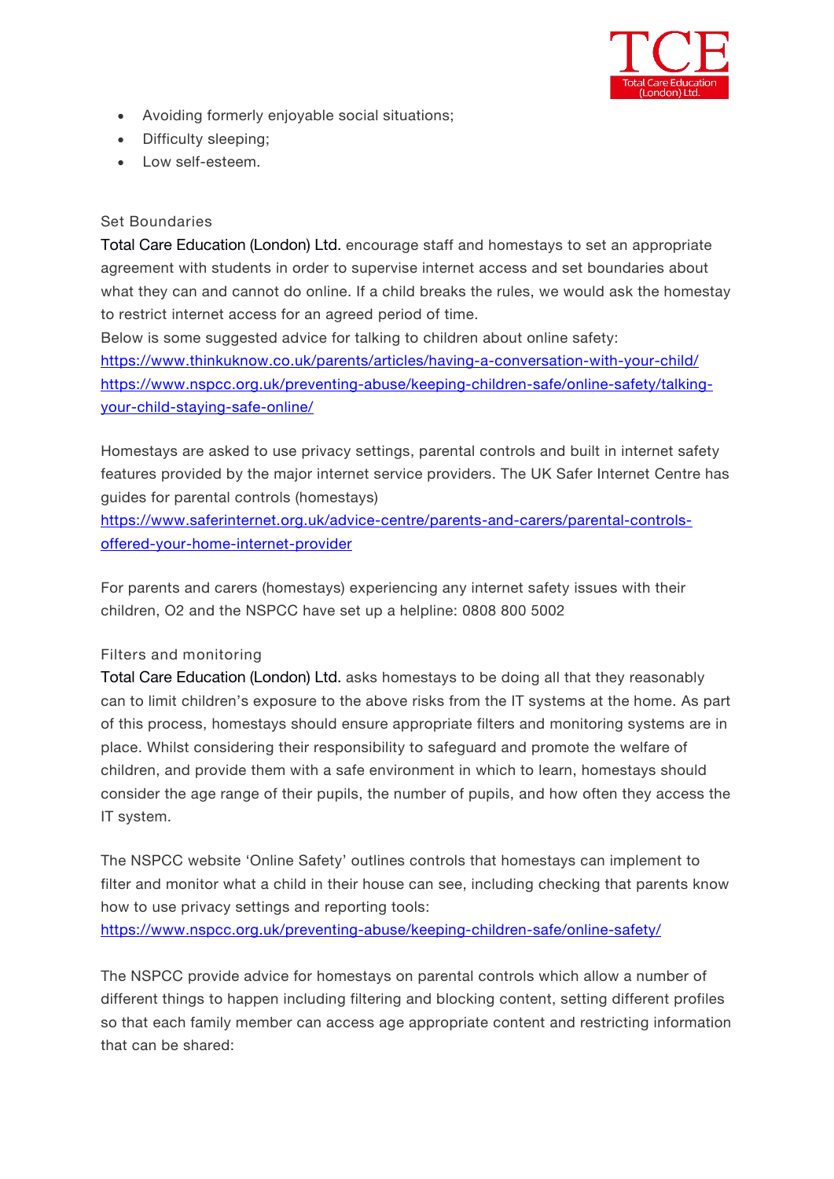- Avoiding formerly enjoyable social situations;
- Difficulty sleeping;
- Low self-esteem.

### Set Boundaries

Total Care Education (London) Ltd. encourage staff and homestays to set an appropriate agreement with students in order to supervise internet access and set boundaries about what they can and cannot do online. If a child breaks the rules, we would ask the homestay to restrict internet access for an agreed period of time.

Below is some suggested advice for talking to children about online safety:

https://www.thinkuknow.co.uk/parents/articles/having-a-conversation-with-your-child/

https://www.nspcc.org.uk/preventing-abuse/keeping-children-safe/online-safety/talking-your-child-staying-safe-online/

Homestays are asked to use privacy settings, parental controls and built in internet safety features provided by the major internet service providers. The UK Safer Internet Centre has guides for parental controls (homestays)

https://www.saferinternet.org.uk/advice-centre/parents-and-carers/parental-controls-offered-your-home-internet-provider

For parents and carers (homestays) experiencing any internet safety issues with their children, O2 and the NSPCC have set up a helpline: 0808 800 5002

### Filters and monitoring

Total Care Education (London) Ltd. asks homestays to be doing all that they reasonably can to limit children's exposure to the above risks from the IT systems at the home. As part of this process, homestays should ensure appropriate filters and monitoring systems are in place. Whilst considering their responsibility to safeguard and promote the welfare of children, and provide them with a safe environment in which to learn, homestays should consider the age range of their pupils, the number of pupils, and how often they access the IT system.

The NSPCC website 'Online Safety' outlines controls that homestays can implement to filter and monitor what a child in their house can see, including checking that parents know how to use privacy settings and reporting tools:

https://www.nspcc.org.uk/preventing-abuse/keeping-children-safe/online-safety/

The NSPCC provide advice for homestays on parental controls which allow a number of different things to happen including filtering and blocking content, setting different profiles so that each family member can access age appropriate content and restricting information that can be shared: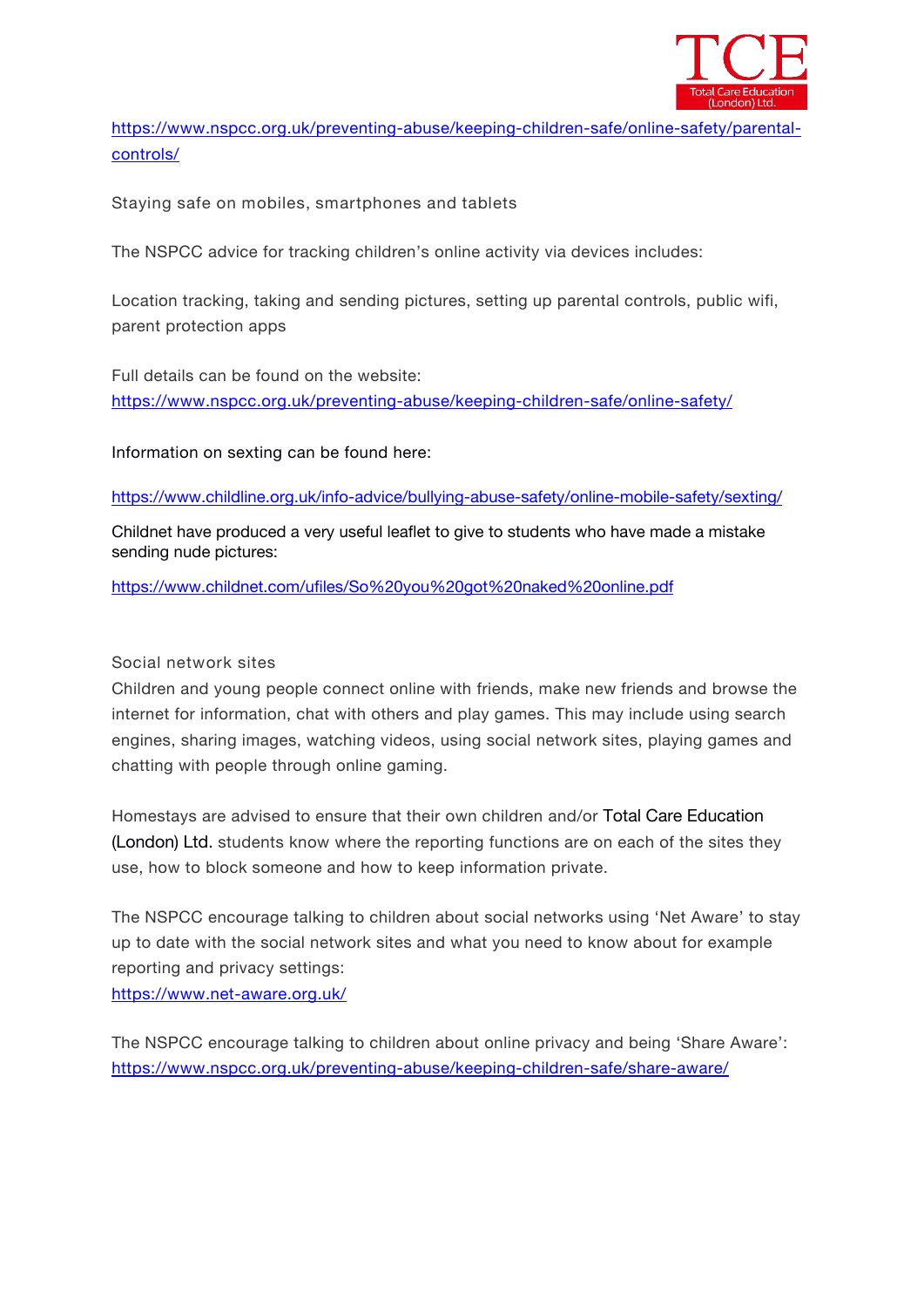https://www.nspcc.org.uk/preventing-abuse/keeping-children-safe/online-safety/parental-controls/

Staying safe on mobiles, smartphones and tablets

The NSPCC advice for tracking children's online activity via devices includes:

Location tracking, taking and sending pictures, setting up parental controls, public wifi, parent protection apps

Full details can be found on the website:
https://www.nspcc.org.uk/preventing-abuse/keeping-children-safe/online-safety/

Information on sexting can be found here:

https://www.childline.org.uk/info-advice/bullying-abuse-safety/online-mobile-safety/sexting/

Childnet have produced a very useful leaflet to give to students who have made a mistake sending nude pictures:

https://www.childnet.com/ufiles/So%20you%20got%20naked%20online.pdf

Social network sites

Children and young people connect online with friends, make new friends and browse the internet for information, chat with others and play games. This may include using search engines, sharing images, watching videos, using social network sites, playing games and chatting with people through online gaming.

Homestays are advised to ensure that their own children and/or Total Care Education (London) Ltd. students know where the reporting functions are on each of the sites they use, how to block someone and how to keep information private.

The NSPCC encourage talking to children about social networks using 'Net Aware' to stay up to date with the social network sites and what you need to know about for example reporting and privacy settings:
https://www.net-aware.org.uk/

The NSPCC encourage talking to children about online privacy and being 'Share Aware':
https://www.nspcc.org.uk/preventing-abuse/keeping-children-safe/share-aware/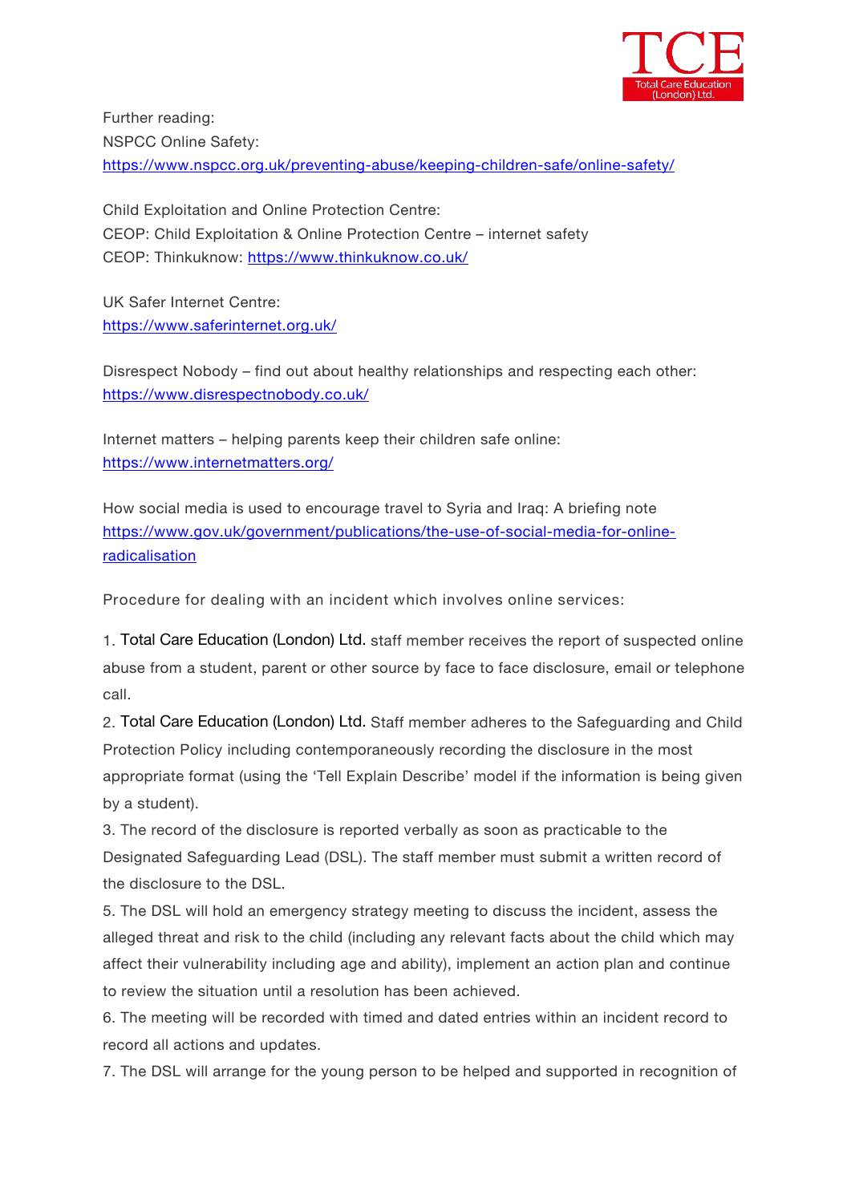Further reading:

NSPCC Online Safety:
[https://www.nspcc.org.uk/preventing-abuse/keeping-children-safe/online-safety/](https://www.nspcc.org.uk/preventing-abuse/keeping-children-safe/online-safety/)

Child Exploitation and Online Protection Centre:
CEOP: Child Exploitation & Online Protection Centre – internet safety
CEOP: Thinkuknow: [https://www.thinkuknow.co.uk/](https://www.thinkuknow.co.uk/)

UK Safer Internet Centre:
[https://www.saferinternet.org.uk/](https://www.saferinternet.org.uk/)

Disrespect Nobody – find out about healthy relationships and respecting each other:
[https://www.disrespectnobody.co.uk/](https://www.disrespectnobody.co.uk/)

Internet matters – helping parents keep their children safe online:
[https://www.internetmatters.org/](https://www.internetmatters.org/)

How social media is used to encourage travel to Syria and Iraq: A briefing note
[https://www.gov.uk/government/publications/the-use-of-social-media-for-online-radicalisation](https://www.gov.uk/government/publications/the-use-of-social-media-for-online-radicalisation)

Procedure for dealing with an incident which involves online services:

1. Total Care Education (London) Ltd. staff member receives the report of suspected online abuse from a student, parent or other source by face to face disclosure, email or telephone call.
2. Total Care Education (London) Ltd. Staff member adheres to the Safeguarding and Child Protection Policy including contemporaneously recording the disclosure in the most appropriate format (using the 'Tell Explain Describe' model if the information is being given by a student).
3. The record of the disclosure is reported verbally as soon as practicable to the Designated Safeguarding Lead (DSL). The staff member must submit a written record of the disclosure to the DSL.
5. The DSL will hold an emergency strategy meeting to discuss the incident, assess the alleged threat and risk to the child (including any relevant facts about the child which may affect their vulnerability including age and ability), implement an action plan and continue to review the situation until a resolution has been achieved.
6. The meeting will be recorded with timed and dated entries within an incident record to record all actions and updates.
7. The DSL will arrange for the young person to be helped and supported in recognition of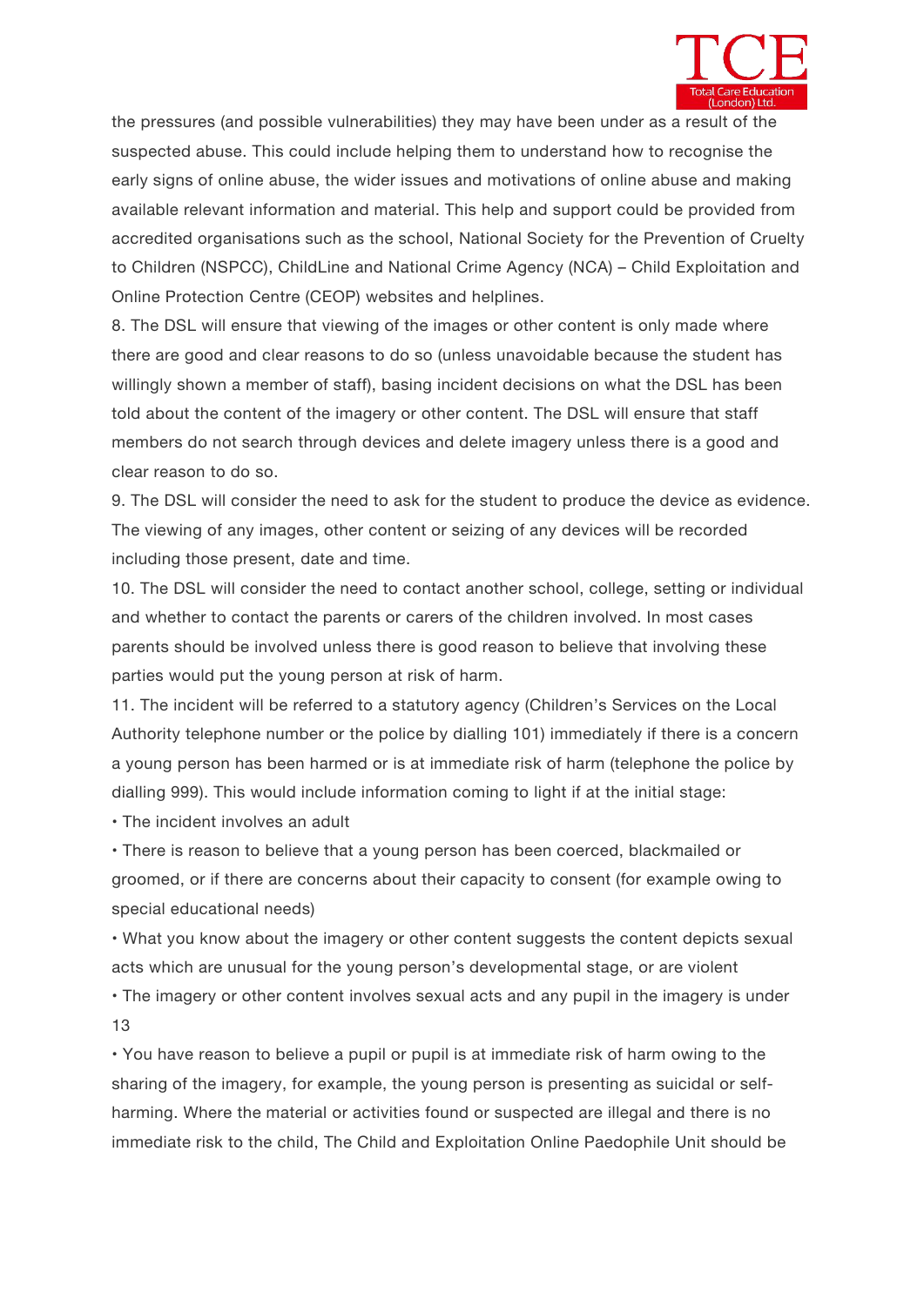the pressures (and possible vulnerabilities) they may have been under as a result of the suspected abuse. This could include helping them to understand how to recognise the early signs of online abuse, the wider issues and motivations of online abuse and making available relevant information and material. This help and support could be provided from accredited organisations such as the school, National Society for the Prevention of Cruelty to Children (NSPCC), ChildLine and National Crime Agency (NCA) – Child Exploitation and Online Protection Centre (CEOP) websites and helplines.

8. The DSL will ensure that viewing of the images or other content is only made where there are good and clear reasons to do so (unless unavoidable because the student has willingly shown a member of staff), basing incident decisions on what the DSL has been told about the content of the imagery or other content. The DSL will ensure that staff members do not search through devices and delete imagery unless there is a good and clear reason to do so.

9. The DSL will consider the need to ask for the student to produce the device as evidence. The viewing of any images, other content or seizing of any devices will be recorded including those present, date and time.

10. The DSL will consider the need to contact another school, college, setting or individual and whether to contact the parents or carers of the children involved. In most cases parents should be involved unless there is good reason to believe that involving these parties would put the young person at risk of harm.

11. The incident will be referred to a statutory agency (Children's Services on the Local Authority telephone number or the police by dialling 101) immediately if there is a concern a young person has been harmed or is at immediate risk of harm (telephone the police by dialling 999). This would include information coming to light if at the initial stage:

- The incident involves an adult
- There is reason to believe that a young person has been coerced, blackmailed or groomed, or if there are concerns about their capacity to consent (for example owing to special educational needs)
- What you know about the imagery or other content suggests the content depicts sexual acts which are unusual for the young person's developmental stage, or are violent
- The imagery or other content involves sexual acts and any pupil in the imagery is under 13
- You have reason to believe a pupil or pupil is at immediate risk of harm owing to the sharing of the imagery, for example, the young person is presenting as suicidal or self-harming. Where the material or activities found or suspected are illegal and there is no immediate risk to the child, The Child and Exploitation Online Paedophile Unit should be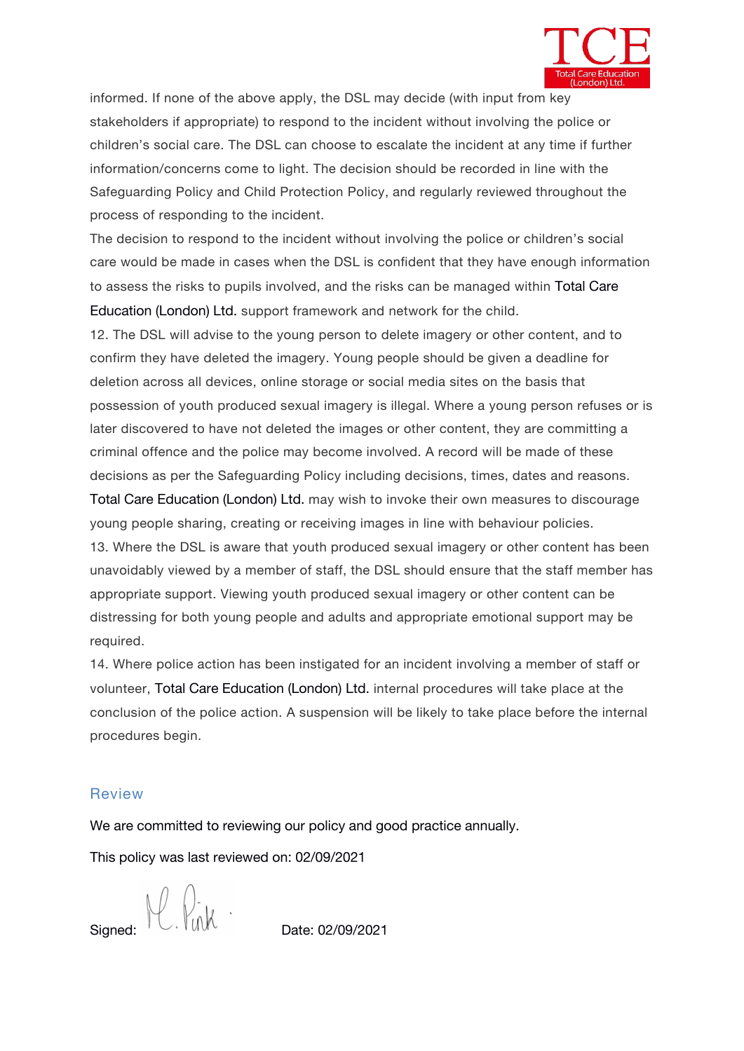informed. If none of the above apply, the DSL may decide (with input from key stakeholders if appropriate) to respond to the incident without involving the police or children's social care. The DSL can choose to escalate the incident at any time if further information/concerns come to light. The decision should be recorded in line with the Safeguarding Policy and Child Protection Policy, and regularly reviewed throughout the process of responding to the incident.

The decision to respond to the incident without involving the police or children's social care would be made in cases when the DSL is confident that they have enough information to assess the risks to pupils involved, and the risks can be managed within Total Care Education (London) Ltd. support framework and network for the child.

12. The DSL will advise to the young person to delete imagery or other content, and to confirm they have deleted the imagery. Young people should be given a deadline for deletion across all devices, online storage or social media sites on the basis that possession of youth produced sexual imagery is illegal. Where a young person refuses or is later discovered to have not deleted the images or other content, they are committing a criminal offence and the police may become involved. A record will be made of these decisions as per the Safeguarding Policy including decisions, times, dates and reasons. Total Care Education (London) Ltd. may wish to invoke their own measures to discourage young people sharing, creating or receiving images in line with behaviour policies.

13. Where the DSL is aware that youth produced sexual imagery or other content has been unavoidably viewed by a member of staff, the DSL should ensure that the staff member has appropriate support. Viewing youth produced sexual imagery or other content can be distressing for both young people and adults and appropriate emotional support may be required.

14. Where police action has been instigated for an incident involving a member of staff or volunteer, Total Care Education (London) Ltd. internal procedures will take place at the conclusion of the police action. A suspension will be likely to take place before the internal procedures begin.

## Review

We are committed to reviewing our policy and good practice annually.

This policy was last reviewed on: 02/09/2021

Signed: M. Pink        Date: 02/09/2021